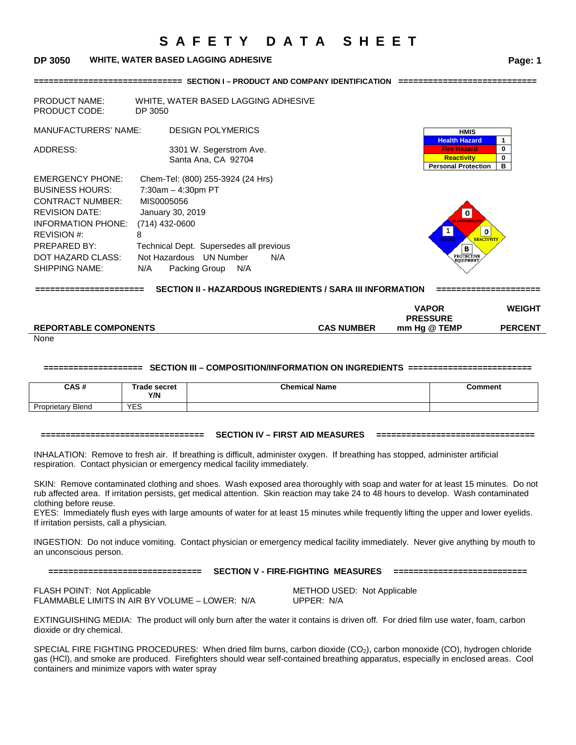# SAFETY DATA SHEET

**DP 3050 WHITE, WATER BASED LAGGING ADHESIVE**

## SECTION I – PRODUCT AND COMPANY IDENTIFICATION

PRODUCT NAME: WHITE, WATER BASED LAGGING ADHESIVE
PRODUCT CODE: DP 3050

MANUFACTURERS' NAME: DESIGN POLYMERICS

ADDRESS: 3301 W. Segerstrom Ave.
Santa Ana, CA 92704

| HMIS | |
|---|---|
| Health Hazard | 1 |
| Fire Hazard | 0 |
| Reactivity | 0 |
| Personal Protection | B |

EMERGENCY PHONE: Chem-Tel: (800) 255-3924 (24 Hrs)
BUSINESS HOURS: 7:30am – 4:30pm PT
CONTRACT NUMBER: MIS0005056
REVISION DATE: January 30, 2019
INFORMATION PHONE: (714) 432-0600
REVISION #: 8
PREPARED BY: Technical Dept. Supersedes all previous
DOT HAZARD CLASS: Not Hazardous UN Number N/A
SHIPPING NAME: N/A Packing Group N/A

FLAMMABILITY: 0 HEALTH: 1 REACTIVITY: 0 PROTECTIVE EQUIPMENT: B

## SECTION II - HAZARDOUS INGREDIENTS / SARA III INFORMATION

| REPORTABLE COMPONENTS | CAS NUMBER | VAPOR PRESSURE mm Hg @ TEMP | WEIGHT PERCENT |
|---|---|---|---|
| None | | | |

## SECTION III – COMPOSITION/INFORMATION ON INGREDIENTS

| CAS # | Trade secret Y/N | Chemical Name | Comment |
|---|---|---|---|
| Proprietary Blend | YES | | |

## SECTION IV – FIRST AID MEASURES

INHALATION: Remove to fresh air. If breathing is difficult, administer oxygen. If breathing has stopped, administer artificial respiration. Contact physician or emergency medical facility immediately.

SKIN: Remove contaminated clothing and shoes. Wash exposed area thoroughly with soap and water for at least 15 minutes. Do not rub affected area. If irritation persists, get medical attention. Skin reaction may take 24 to 48 hours to develop. Wash contaminated clothing before reuse.
EYES: Immediately flush eyes with large amounts of water for at least 15 minutes while frequently lifting the upper and lower eyelids. If irritation persists, call a physician.

INGESTION: Do not induce vomiting. Contact physician or emergency medical facility immediately. Never give anything by mouth to an unconscious person.

## SECTION V - FIRE-FIGHTING MEASURES

FLASH POINT: Not Applicable METHOD USED: Not Applicable
FLAMMABLE LIMITS IN AIR BY VOLUME – LOWER: N/A UPPER: N/A

EXTINGUISHING MEDIA: The product will only burn after the water it contains is driven off. For dried film use water, foam, carbon dioxide or dry chemical.

SPECIAL FIRE FIGHTING PROCEDURES: When dried film burns, carbon dioxide ($CO_2$), carbon monoxide (CO), hydrogen chloride gas (HCl), and smoke are produced. Firefighters should wear self-contained breathing apparatus, especially in enclosed areas. Cool containers and minimize vapors with water spray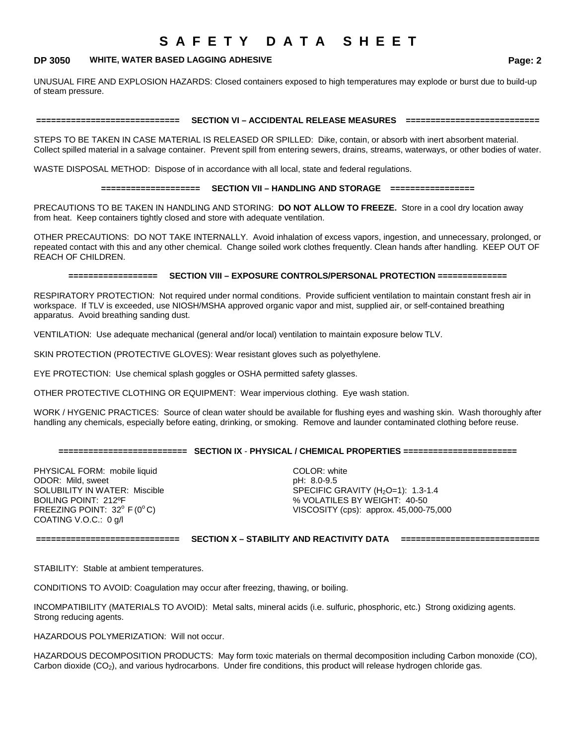UNUSUAL FIRE AND EXPLOSION HAZARDS: Closed containers exposed to high temperatures may explode or burst due to build-up of steam pressure.

## SECTION VI – ACCIDENTAL RELEASE MEASURES

STEPS TO BE TAKEN IN CASE MATERIAL IS RELEASED OR SPILLED: Dike, contain, or absorb with inert absorbent material. Collect spilled material in a salvage container. Prevent spill from entering sewers, drains, streams, waterways, or other bodies of water.

WASTE DISPOSAL METHOD: Dispose of in accordance with all local, state and federal regulations.

## SECTION VII – HANDLING AND STORAGE

PRECAUTIONS TO BE TAKEN IN HANDLING AND STORING: **DO NOT ALLOW TO FREEZE.** Store in a cool dry location away from heat. Keep containers tightly closed and store with adequate ventilation.

OTHER PRECAUTIONS: DO NOT TAKE INTERNALLY. Avoid inhalation of excess vapors, ingestion, and unnecessary, prolonged, or repeated contact with this and any other chemical. Change soiled work clothes frequently. Clean hands after handling. KEEP OUT OF REACH OF CHILDREN.

## SECTION VIII – EXPOSURE CONTROLS/PERSONAL PROTECTION

RESPIRATORY PROTECTION: Not required under normal conditions. Provide sufficient ventilation to maintain constant fresh air in workspace. If TLV is exceeded, use NIOSH/MSHA approved organic vapor and mist, supplied air, or self-contained breathing apparatus. Avoid breathing sanding dust.

VENTILATION: Use adequate mechanical (general and/or local) ventilation to maintain exposure below TLV.

SKIN PROTECTION (PROTECTIVE GLOVES): Wear resistant gloves such as polyethylene.

EYE PROTECTION: Use chemical splash goggles or OSHA permitted safety glasses.

OTHER PROTECTIVE CLOTHING OR EQUIPMENT: Wear impervious clothing. Eye wash station.

WORK / HYGENIC PRACTICES: Source of clean water should be available for flushing eyes and washing skin. Wash thoroughly after handling any chemicals, especially before eating, drinking, or smoking. Remove and launder contaminated clothing before reuse.

## SECTION IX - PHYSICAL / CHEMICAL PROPERTIES

PHYSICAL FORM: mobile liquid
ODOR: Mild, sweet
SOLUBILITY IN WATER: Miscible
BOILING POINT: 212ºF
FREEZING POINT: 32º F (0º C)
COATING V.O.C.: 0 g/l

COLOR: white
pH: 8.0-9.5
SPECIFIC GRAVITY ($H_2O$=1): 1.3-1.4
% VOLATILES BY WEIGHT: 40-50
VISCOSITY (cps): approx. 45,000-75,000

## SECTION X – STABILITY AND REACTIVITY DATA

STABILITY: Stable at ambient temperatures.

CONDITIONS TO AVOID: Coagulation may occur after freezing, thawing, or boiling.

INCOMPATIBILITY (MATERIALS TO AVOID): Metal salts, mineral acids (i.e. sulfuric, phosphoric, etc.) Strong oxidizing agents. Strong reducing agents.

HAZARDOUS POLYMERIZATION: Will not occur.

HAZARDOUS DECOMPOSITION PRODUCTS: May form toxic materials on thermal decomposition including Carbon monoxide (CO), Carbon dioxide ($CO_2$), and various hydrocarbons. Under fire conditions, this product will release hydrogen chloride gas.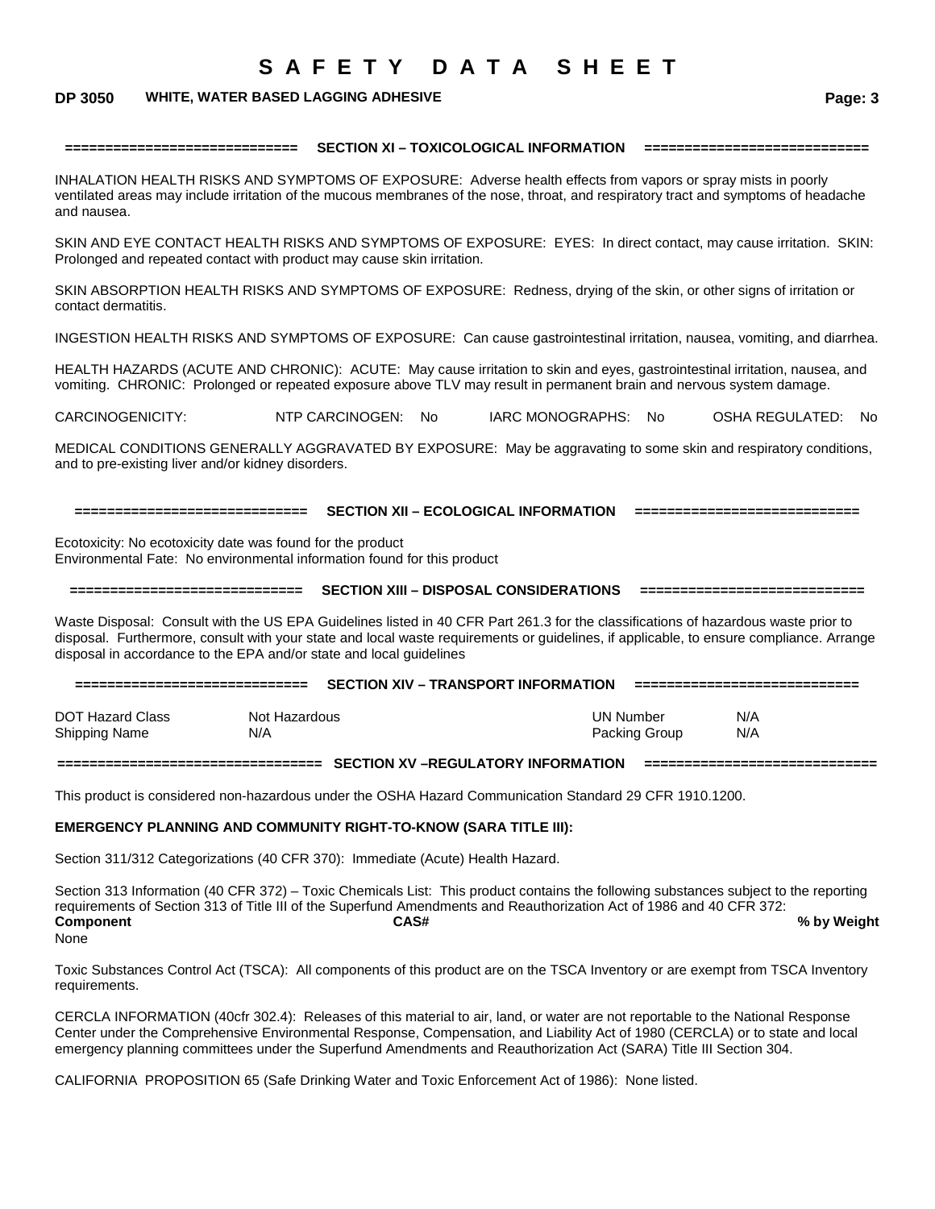## SECTION XI – TOXICOLOGICAL INFORMATION

INHALATION HEALTH RISKS AND SYMPTOMS OF EXPOSURE: Adverse health effects from vapors or spray mists in poorly ventilated areas may include irritation of the mucous membranes of the nose, throat, and respiratory tract and symptoms of headache and nausea.

SKIN AND EYE CONTACT HEALTH RISKS AND SYMPTOMS OF EXPOSURE: EYES: In direct contact, may cause irritation. SKIN: Prolonged and repeated contact with product may cause skin irritation.

SKIN ABSORPTION HEALTH RISKS AND SYMPTOMS OF EXPOSURE: Redness, drying of the skin, or other signs of irritation or contact dermatitis.

INGESTION HEALTH RISKS AND SYMPTOMS OF EXPOSURE: Can cause gastrointestinal irritation, nausea, vomiting, and diarrhea.

HEALTH HAZARDS (ACUTE AND CHRONIC): ACUTE: May cause irritation to skin and eyes, gastrointestinal irritation, nausea, and vomiting. CHRONIC: Prolonged or repeated exposure above TLV may result in permanent brain and nervous system damage.

CARCINOGENICITY: NTP CARCINOGEN: No IARC MONOGRAPHS: No OSHA REGULATED: No

MEDICAL CONDITIONS GENERALLY AGGRAVATED BY EXPOSURE: May be aggravating to some skin and respiratory conditions, and to pre-existing liver and/or kidney disorders.

## SECTION XII – ECOLOGICAL INFORMATION

Ecotoxicity: No ecotoxicity date was found for the product
Environmental Fate: No environmental information found for this product

## SECTION XIII – DISPOSAL CONSIDERATIONS

Waste Disposal: Consult with the US EPA Guidelines listed in 40 CFR Part 261.3 for the classifications of hazardous waste prior to disposal. Furthermore, consult with your state and local waste requirements or guidelines, if applicable, to ensure compliance. Arrange disposal in accordance to the EPA and/or state and local guidelines

## SECTION XIV – TRANSPORT INFORMATION

| | | | |
|---|---|---|---|
| DOT Hazard Class | Not Hazardous | UN Number | N/A |
| Shipping Name | N/A | Packing Group | N/A |

## SECTION XV –REGULATORY INFORMATION

This product is considered non-hazardous under the OSHA Hazard Communication Standard 29 CFR 1910.1200.

**EMERGENCY PLANNING AND COMMUNITY RIGHT-TO-KNOW (SARA TITLE III):**

Section 311/312 Categorizations (40 CFR 370): Immediate (Acute) Health Hazard.

Section 313 Information (40 CFR 372) – Toxic Chemicals List: This product contains the following substances subject to the reporting requirements of Section 313 of Title III of the Superfund Amendments and Reauthorization Act of 1986 and 40 CFR 372:

| **Component** | **CAS#** | **% by Weight** |
|---|---|---|
| None | | |

Toxic Substances Control Act (TSCA): All components of this product are on the TSCA Inventory or are exempt from TSCA Inventory requirements.

CERCLA INFORMATION (40cfr 302.4): Releases of this material to air, land, or water are not reportable to the National Response Center under the Comprehensive Environmental Response, Compensation, and Liability Act of 1980 (CERCLA) or to state and local emergency planning committees under the Superfund Amendments and Reauthorization Act (SARA) Title III Section 304.

CALIFORNIA PROPOSITION 65 (Safe Drinking Water and Toxic Enforcement Act of 1986): None listed.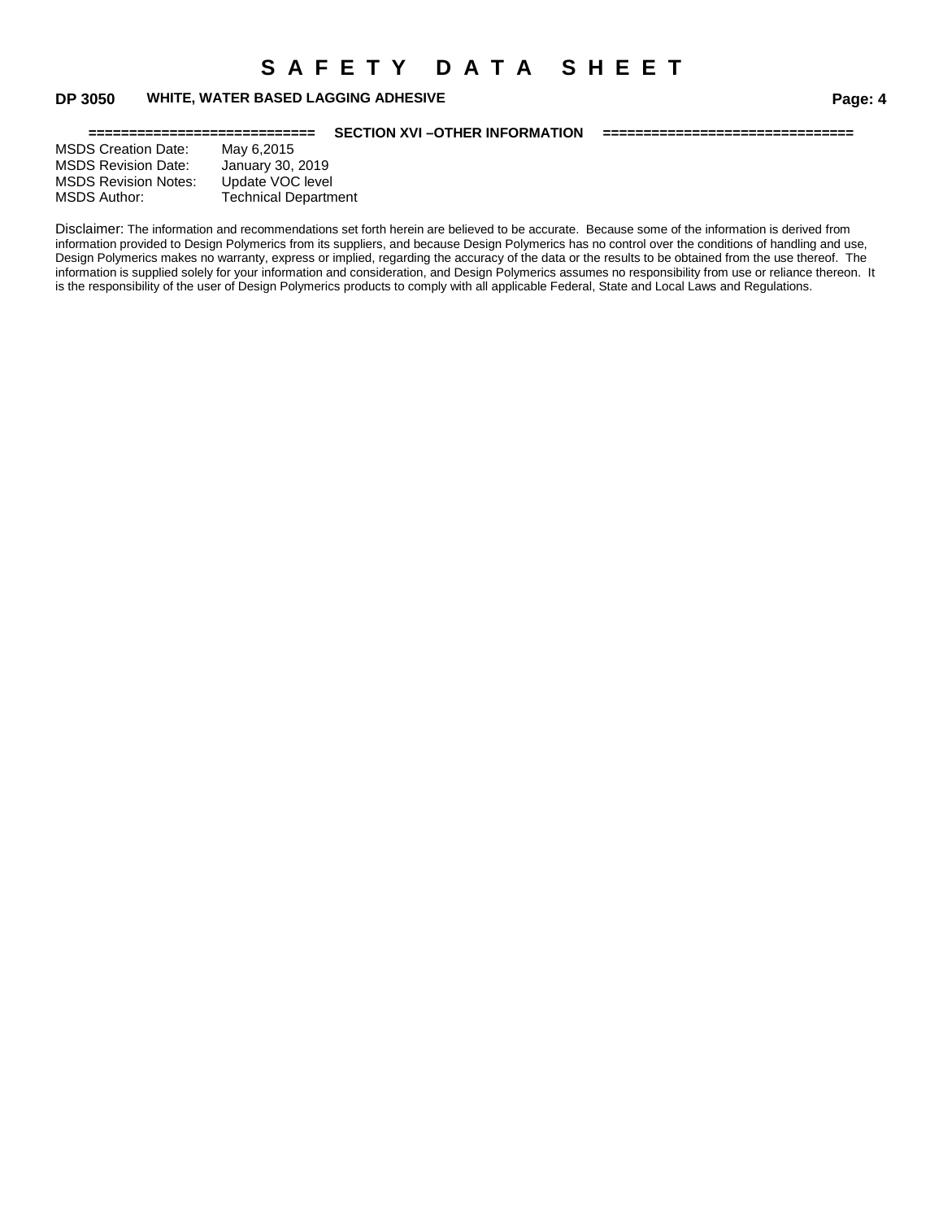## SECTION XVI –OTHER INFORMATION

| | |
|---|---|
| MSDS Creation Date: | May 6,2015 |
| MSDS Revision Date: | January 30, 2019 |
| MSDS Revision Notes: | Update VOC level |
| MSDS Author: | Technical Department |

Disclaimer: The information and recommendations set forth herein are believed to be accurate. Because some of the information is derived from information provided to Design Polymerics from its suppliers, and because Design Polymerics has no control over the conditions of handling and use, Design Polymerics makes no warranty, express or implied, regarding the accuracy of the data or the results to be obtained from the use thereof. The information is supplied solely for your information and consideration, and Design Polymerics assumes no responsibility from use or reliance thereon. It is the responsibility of the user of Design Polymerics products to comply with all applicable Federal, State and Local Laws and Regulations.